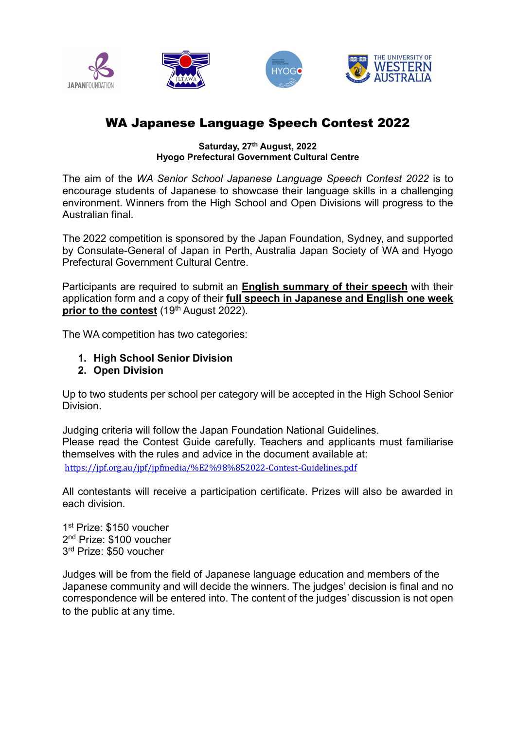# WA Japanese Language Speech Contest 2022

**Saturday, 27th August, 2022**
**Hyogo Prefectural Government Cultural Centre**

The aim of the *WA Senior School Japanese Language Speech Contest 2022* is to encourage students of Japanese to showcase their language skills in a challenging environment. Winners from the High School and Open Divisions will progress to the Australian final.

The 2022 competition is sponsored by the Japan Foundation, Sydney, and supported by Consulate-General of Japan in Perth, Australia Japan Society of WA and Hyogo Prefectural Government Cultural Centre.

Participants are required to submit an **English summary of their speech** with their application form and a copy of their **full speech in Japanese and English one week prior to the contest** (19th August 2022).

The WA competition has two categories:

1. **High School Senior Division**
2. **Open Division**

Up to two students per school per category will be accepted in the High School Senior Division.

Judging criteria will follow the Japan Foundation National Guidelines.
Please read the Contest Guide carefully. Teachers and applicants must familiarise themselves with the rules and advice in the document available at:
https://jpf.org.au/jpf/jpfmedia/%E2%98%852022-Contest-Guidelines.pdf

All contestants will receive a participation certificate. Prizes will also be awarded in each division.

1st Prize: $150 voucher
2nd Prize: $100 voucher
3rd Prize: $50 voucher

Judges will be from the field of Japanese language education and members of the Japanese community and will decide the winners. The judges' decision is final and no correspondence will be entered into. The content of the judges' discussion is not open to the public at any time.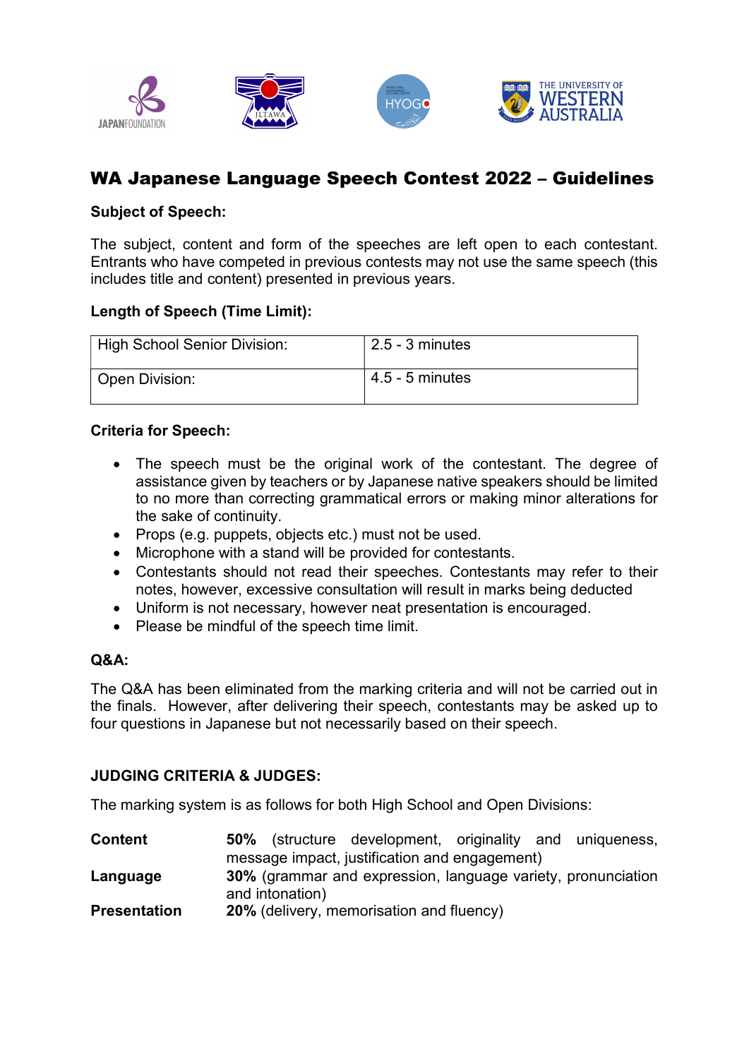# WA Japanese Language Speech Contest 2022 – Guidelines

**Subject of Speech:**

The subject, content and form of the speeches are left open to each contestant. Entrants who have competed in previous contests may not use the same speech (this includes title and content) presented in previous years.

**Length of Speech (Time Limit):**

| | |
|---|---|
| High School Senior Division: | 2.5 - 3 minutes |
| Open Division: | 4.5 - 5 minutes |

**Criteria for Speech:**

- The speech must be the original work of the contestant. The degree of assistance given by teachers or by Japanese native speakers should be limited to no more than correcting grammatical errors or making minor alterations for the sake of continuity.
- Props (e.g. puppets, objects etc.) must not be used.
- Microphone with a stand will be provided for contestants.
- Contestants should not read their speeches. Contestants may refer to their notes, however, excessive consultation will result in marks being deducted
- Uniform is not necessary, however neat presentation is encouraged.
- Please be mindful of the speech time limit.

**Q&A:**

The Q&A has been eliminated from the marking criteria and will not be carried out in the finals. However, after delivering their speech, contestants may be asked up to four questions in Japanese but not necessarily based on their speech.

**JUDGING CRITERIA & JUDGES:**

The marking system is as follows for both High School and Open Divisions:

**Content** — **50%** (structure development, originality and uniqueness, message impact, justification and engagement)

**Language** — **30%** (grammar and expression, language variety, pronunciation and intonation)

**Presentation** — **20%** (delivery, memorisation and fluency)